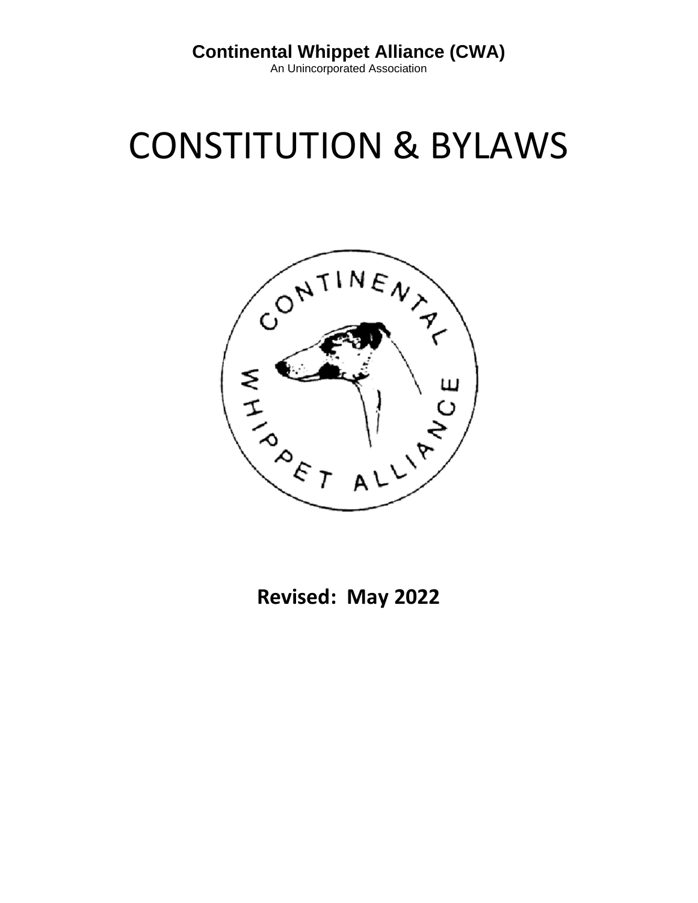**Continental Whippet Alliance (CWA)**
An Unincorporated Association

# CONSTITUTION & BYLAWS

**Revised: May 2022**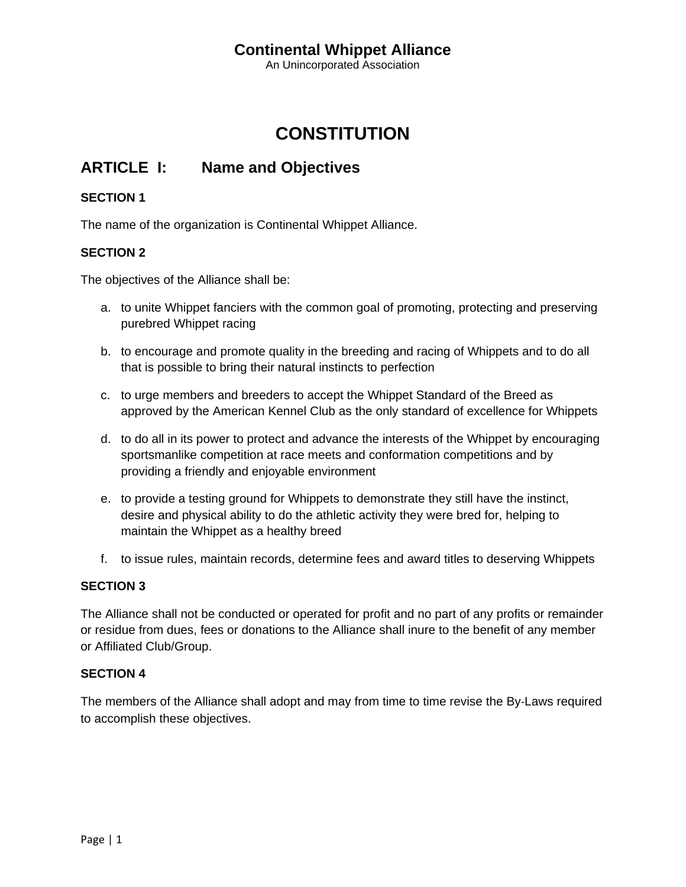# Continental Whippet Alliance

An Unincorporated Association

# CONSTITUTION

## ARTICLE I: Name and Objectives

**SECTION 1**

The name of the organization is Continental Whippet Alliance.

**SECTION 2**

The objectives of the Alliance shall be:

a. to unite Whippet fanciers with the common goal of promoting, protecting and preserving purebred Whippet racing

b. to encourage and promote quality in the breeding and racing of Whippets and to do all that is possible to bring their natural instincts to perfection

c. to urge members and breeders to accept the Whippet Standard of the Breed as approved by the American Kennel Club as the only standard of excellence for Whippets

d. to do all in its power to protect and advance the interests of the Whippet by encouraging sportsmanlike competition at race meets and conformation competitions and by providing a friendly and enjoyable environment

e. to provide a testing ground for Whippets to demonstrate they still have the instinct, desire and physical ability to do the athletic activity they were bred for, helping to maintain the Whippet as a healthy breed

f. to issue rules, maintain records, determine fees and award titles to deserving Whippets

**SECTION 3**

The Alliance shall not be conducted or operated for profit and no part of any profits or remainder or residue from dues, fees or donations to the Alliance shall inure to the benefit of any member or Affiliated Club/Group.

**SECTION 4**

The members of the Alliance shall adopt and may from time to time revise the By-Laws required to accomplish these objectives.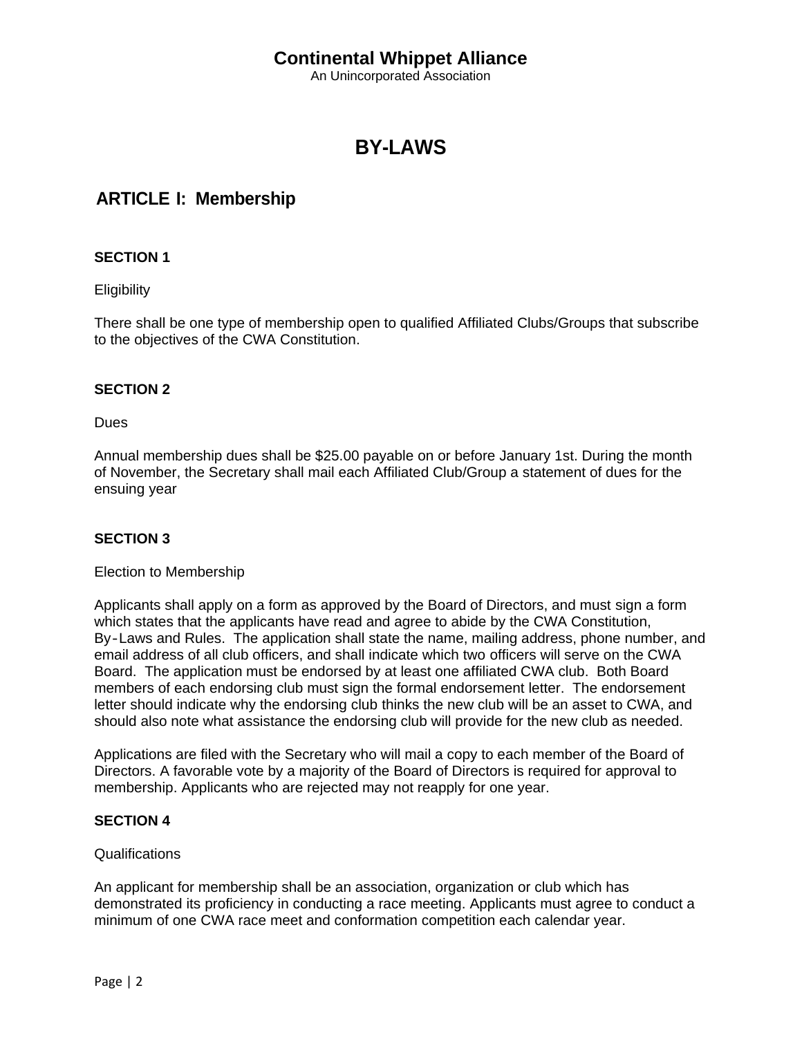# Continental Whippet Alliance

An Unincorporated Association

# BY-LAWS

## ARTICLE I: Membership

### SECTION 1

Eligibility

There shall be one type of membership open to qualified Affiliated Clubs/Groups that subscribe to the objectives of the CWA Constitution.

### SECTION 2

Dues

Annual membership dues shall be $25.00 payable on or before January 1st. During the month of November, the Secretary shall mail each Affiliated Club/Group a statement of dues for the ensuing year

### SECTION 3

Election to Membership

Applicants shall apply on a form as approved by the Board of Directors, and must sign a form which states that the applicants have read and agree to abide by the CWA Constitution, By-Laws and Rules. The application shall state the name, mailing address, phone number, and email address of all club officers, and shall indicate which two officers will serve on the CWA Board. The application must be endorsed by at least one affiliated CWA club. Both Board members of each endorsing club must sign the formal endorsement letter. The endorsement letter should indicate why the endorsing club thinks the new club will be an asset to CWA, and should also note what assistance the endorsing club will provide for the new club as needed.

Applications are filed with the Secretary who will mail a copy to each member of the Board of Directors. A favorable vote by a majority of the Board of Directors is required for approval to membership. Applicants who are rejected may not reapply for one year.

### SECTION 4

Qualifications

An applicant for membership shall be an association, organization or club which has demonstrated its proficiency in conducting a race meeting. Applicants must agree to conduct a minimum of one CWA race meet and conformation competition each calendar year.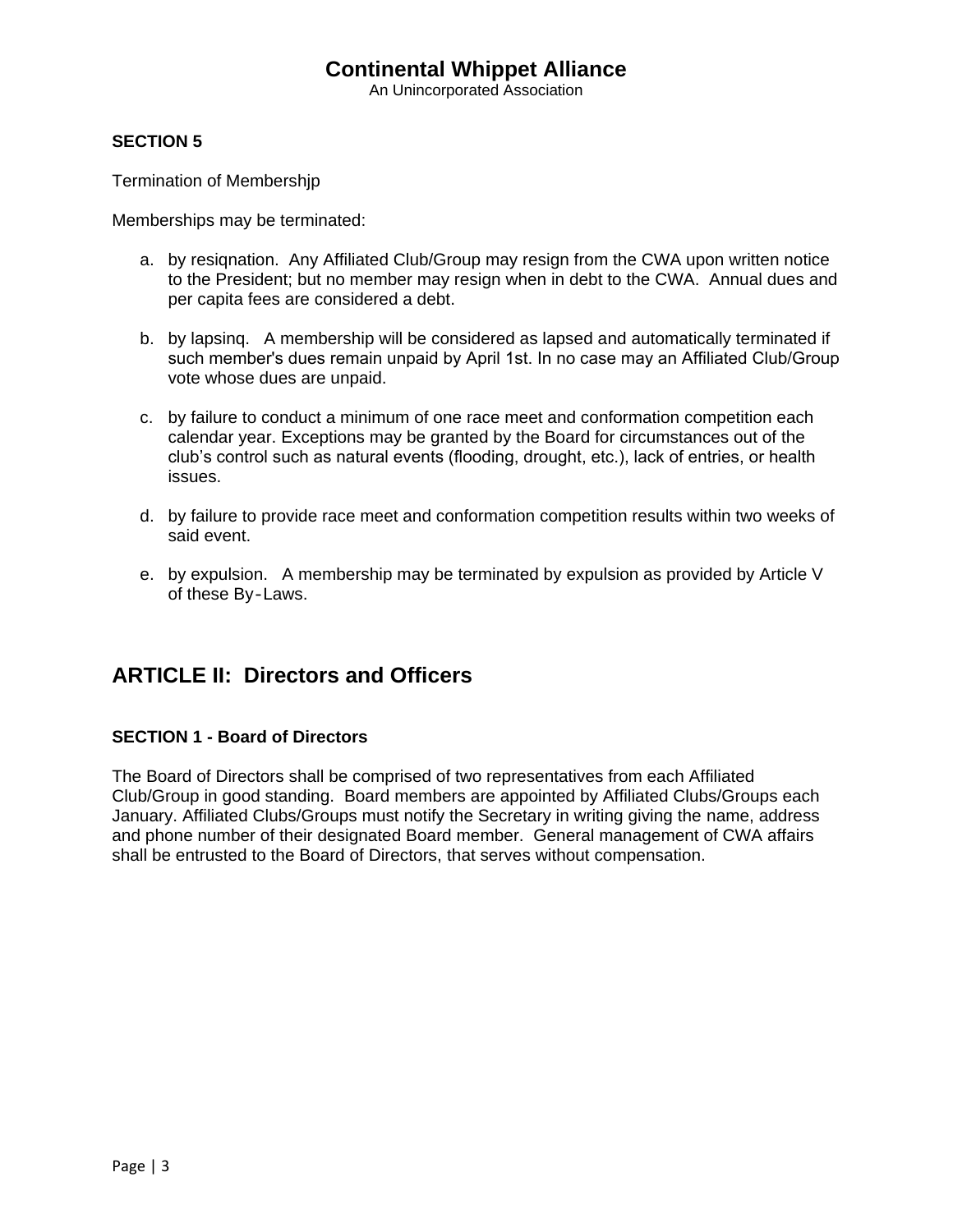### SECTION 5

Termination of Membershjp

Memberships may be terminated:

a. by resiqnation. Any Affiliated Club/Group may resign from the CWA upon written notice to the President; but no member may resign when in debt to the CWA. Annual dues and per capita fees are considered a debt.

b. by lapsinq. A membership will be considered as lapsed and automatically terminated if such member's dues remain unpaid by April 1st. In no case may an Affiliated Club/Group vote whose dues are unpaid.

c. by failure to conduct a minimum of one race meet and conformation competition each calendar year. Exceptions may be granted by the Board for circumstances out of the club's control such as natural events (flooding, drought, etc.), lack of entries, or health issues.

d. by failure to provide race meet and conformation competition results within two weeks of said event.

e. by expulsion. A membership may be terminated by expulsion as provided by Article V of these By-Laws.

## ARTICLE II: Directors and Officers

### SECTION 1 - Board of Directors

The Board of Directors shall be comprised of two representatives from each Affiliated Club/Group in good standing. Board members are appointed by Affiliated Clubs/Groups each January. Affiliated Clubs/Groups must notify the Secretary in writing giving the name, address and phone number of their designated Board member. General management of CWA affairs shall be entrusted to the Board of Directors, that serves without compensation.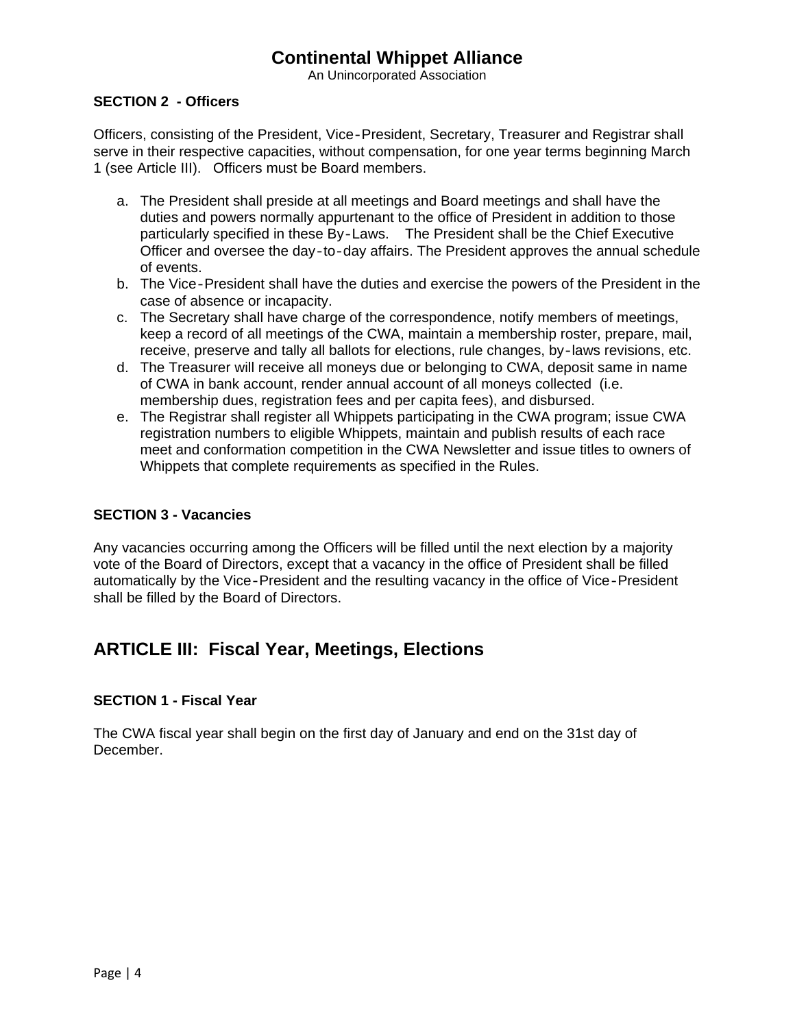### SECTION 2 - Officers

Officers, consisting of the President, Vice-President, Secretary, Treasurer and Registrar shall serve in their respective capacities, without compensation, for one year terms beginning March 1 (see Article III). Officers must be Board members.

a. The President shall preside at all meetings and Board meetings and shall have the duties and powers normally appurtenant to the office of President in addition to those particularly specified in these By-Laws. The President shall be the Chief Executive Officer and oversee the day-to-day affairs. The President approves the annual schedule of events.
b. The Vice-President shall have the duties and exercise the powers of the President in the case of absence or incapacity.
c. The Secretary shall have charge of the correspondence, notify members of meetings, keep a record of all meetings of the CWA, maintain a membership roster, prepare, mail, receive, preserve and tally all ballots for elections, rule changes, by-laws revisions, etc.
d. The Treasurer will receive all moneys due or belonging to CWA, deposit same in name of CWA in bank account, render annual account of all moneys collected (i.e. membership dues, registration fees and per capita fees), and disbursed.
e. The Registrar shall register all Whippets participating in the CWA program; issue CWA registration numbers to eligible Whippets, maintain and publish results of each race meet and conformation competition in the CWA Newsletter and issue titles to owners of Whippets that complete requirements as specified in the Rules.

### SECTION 3 - Vacancies

Any vacancies occurring among the Officers will be filled until the next election by a majority vote of the Board of Directors, except that a vacancy in the office of President shall be filled automatically by the Vice-President and the resulting vacancy in the office of Vice-President shall be filled by the Board of Directors.

## ARTICLE III: Fiscal Year, Meetings, Elections

### SECTION 1 - Fiscal Year

The CWA fiscal year shall begin on the first day of January and end on the 31st day of December.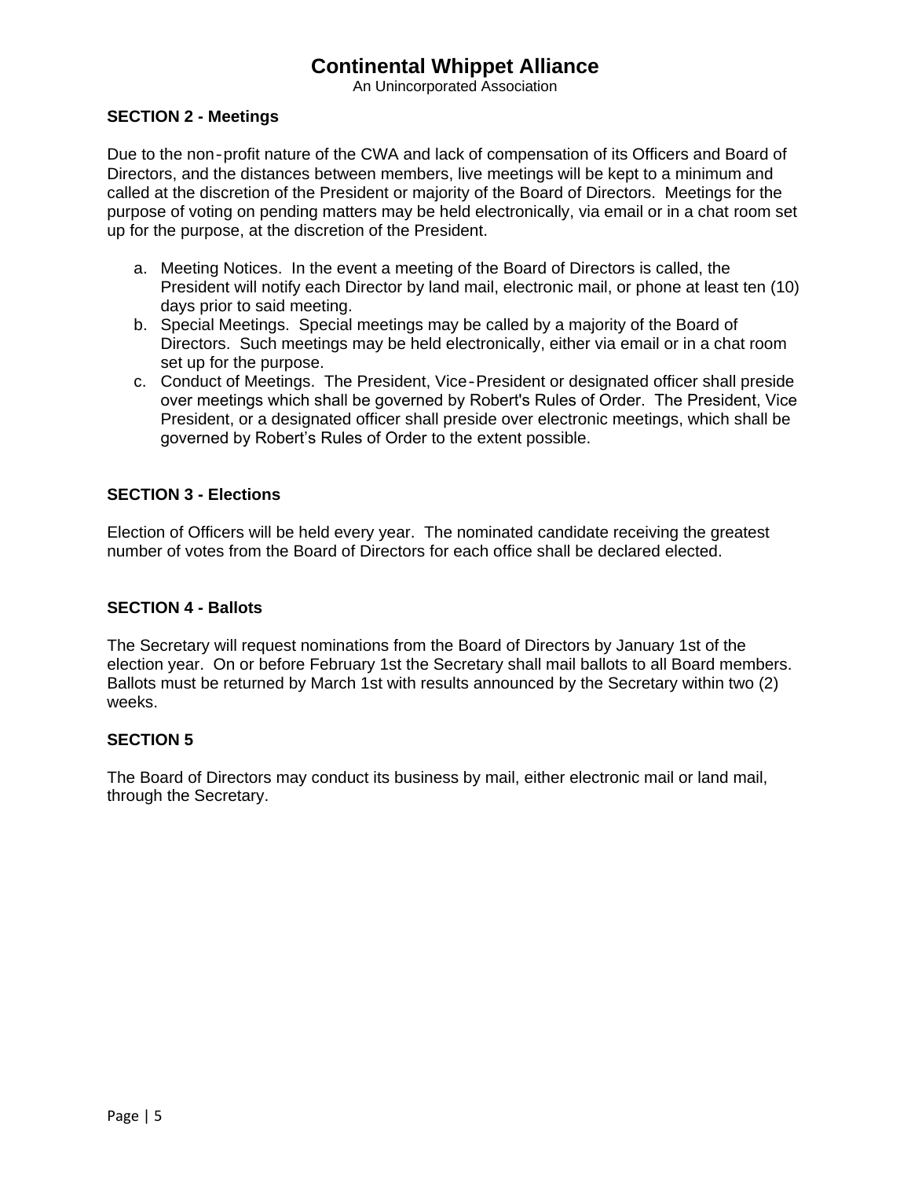## SECTION 2 - Meetings

Due to the non-profit nature of the CWA and lack of compensation of its Officers and Board of Directors, and the distances between members, live meetings will be kept to a minimum and called at the discretion of the President or majority of the Board of Directors. Meetings for the purpose of voting on pending matters may be held electronically, via email or in a chat room set up for the purpose, at the discretion of the President.

a. Meeting Notices. In the event a meeting of the Board of Directors is called, the President will notify each Director by land mail, electronic mail, or phone at least ten (10) days prior to said meeting.
b. Special Meetings. Special meetings may be called by a majority of the Board of Directors. Such meetings may be held electronically, either via email or in a chat room set up for the purpose.
c. Conduct of Meetings. The President, Vice-President or designated officer shall preside over meetings which shall be governed by Robert's Rules of Order. The President, Vice President, or a designated officer shall preside over electronic meetings, which shall be governed by Robert's Rules of Order to the extent possible.

## SECTION 3 - Elections

Election of Officers will be held every year. The nominated candidate receiving the greatest number of votes from the Board of Directors for each office shall be declared elected.

## SECTION 4 - Ballots

The Secretary will request nominations from the Board of Directors by January 1st of the election year. On or before February 1st the Secretary shall mail ballots to all Board members. Ballots must be returned by March 1st with results announced by the Secretary within two (2) weeks.

## SECTION 5

The Board of Directors may conduct its business by mail, either electronic mail or land mail, through the Secretary.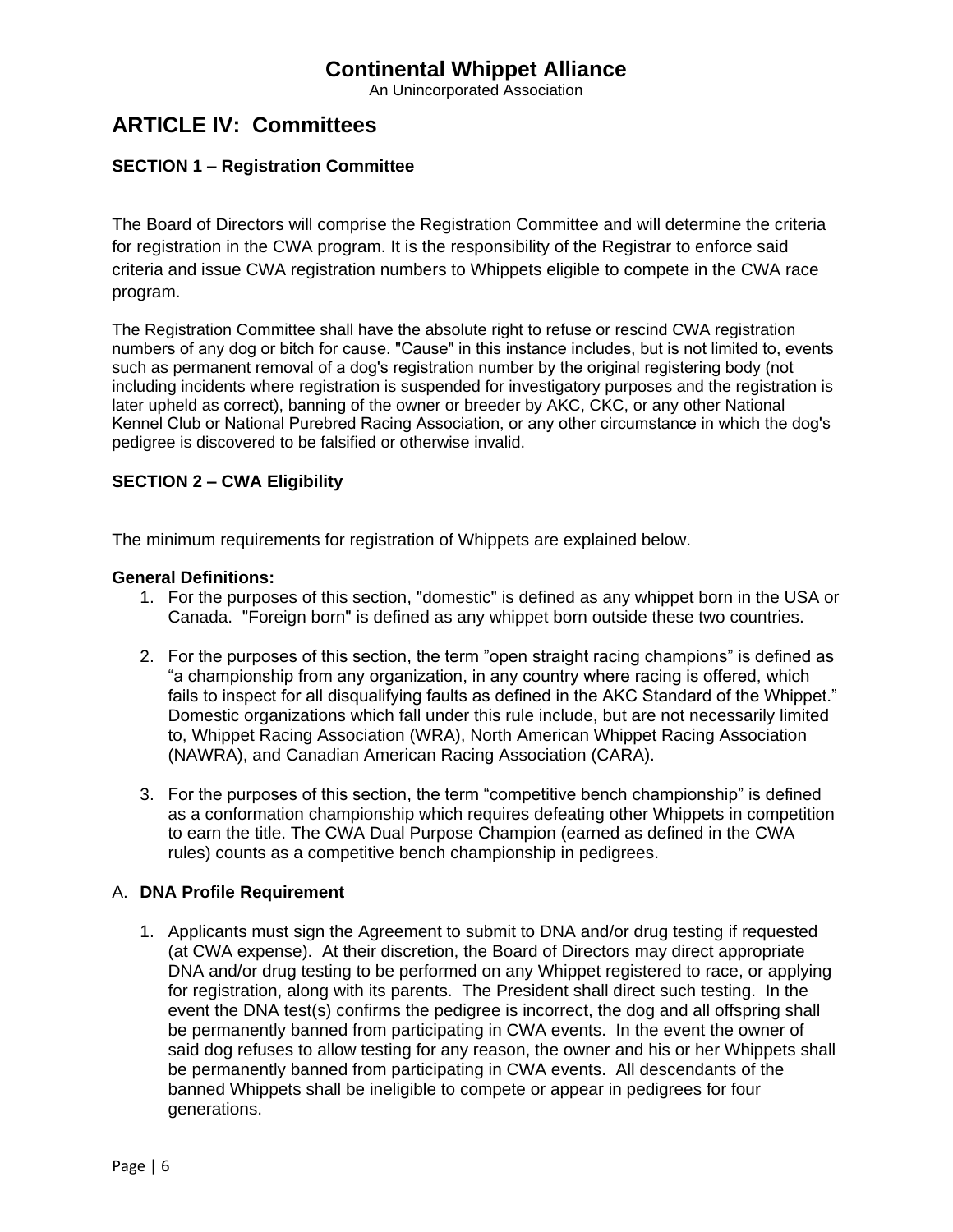# ARTICLE IV: Committees

### SECTION 1 – Registration Committee

The Board of Directors will comprise the Registration Committee and will determine the criteria for registration in the CWA program. It is the responsibility of the Registrar to enforce said criteria and issue CWA registration numbers to Whippets eligible to compete in the CWA race program.

The Registration Committee shall have the absolute right to refuse or rescind CWA registration numbers of any dog or bitch for cause. "Cause" in this instance includes, but is not limited to, events such as permanent removal of a dog's registration number by the original registering body (not including incidents where registration is suspended for investigatory purposes and the registration is later upheld as correct), banning of the owner or breeder by AKC, CKC, or any other National Kennel Club or National Purebred Racing Association, or any other circumstance in which the dog's pedigree is discovered to be falsified or otherwise invalid.

### SECTION 2 – CWA Eligibility

The minimum requirements for registration of Whippets are explained below.

**General Definitions:**

1. For the purposes of this section, "domestic" is defined as any whippet born in the USA or Canada. "Foreign born" is defined as any whippet born outside these two countries.

2. For the purposes of this section, the term "open straight racing champions" is defined as "a championship from any organization, in any country where racing is offered, which fails to inspect for all disqualifying faults as defined in the AKC Standard of the Whippet." Domestic organizations which fall under this rule include, but are not necessarily limited to, Whippet Racing Association (WRA), North American Whippet Racing Association (NAWRA), and Canadian American Racing Association (CARA).

3. For the purposes of this section, the term "competitive bench championship" is defined as a conformation championship which requires defeating other Whippets in competition to earn the title. The CWA Dual Purpose Champion (earned as defined in the CWA rules) counts as a competitive bench championship in pedigrees.

A. **DNA Profile Requirement**

1. Applicants must sign the Agreement to submit to DNA and/or drug testing if requested (at CWA expense). At their discretion, the Board of Directors may direct appropriate DNA and/or drug testing to be performed on any Whippet registered to race, or applying for registration, along with its parents. The President shall direct such testing. In the event the DNA test(s) confirms the pedigree is incorrect, the dog and all offspring shall be permanently banned from participating in CWA events. In the event the owner of said dog refuses to allow testing for any reason, the owner and his or her Whippets shall be permanently banned from participating in CWA events. All descendants of the banned Whippets shall be ineligible to compete or appear in pedigrees for four generations.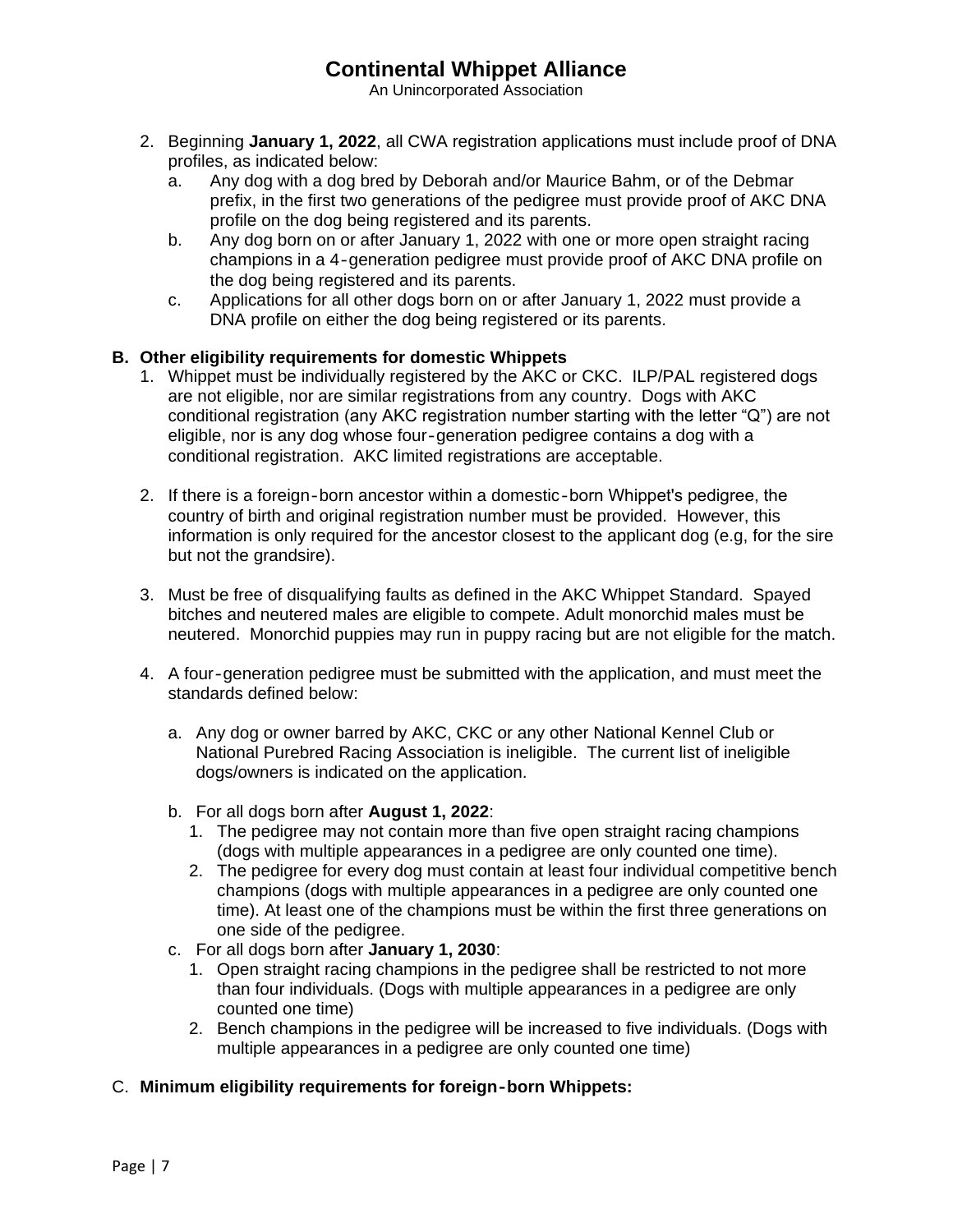2. Beginning **January 1, 2022**, all CWA registration applications must include proof of DNA profiles, as indicated below:
   a. Any dog with a dog bred by Deborah and/or Maurice Bahm, or of the Debmar prefix, in the first two generations of the pedigree must provide proof of AKC DNA profile on the dog being registered and its parents.
   b. Any dog born on or after January 1, 2022 with one or more open straight racing champions in a 4-generation pedigree must provide proof of AKC DNA profile on the dog being registered and its parents.
   c. Applications for all other dogs born on or after January 1, 2022 must provide a DNA profile on either the dog being registered or its parents.

**B. Other eligibility requirements for domestic Whippets**

1. Whippet must be individually registered by the AKC or CKC. ILP/PAL registered dogs are not eligible, nor are similar registrations from any country. Dogs with AKC conditional registration (any AKC registration number starting with the letter "Q") are not eligible, nor is any dog whose four-generation pedigree contains a dog with a conditional registration. AKC limited registrations are acceptable.

2. If there is a foreign-born ancestor within a domestic-born Whippet's pedigree, the country of birth and original registration number must be provided. However, this information is only required for the ancestor closest to the applicant dog (e.g, for the sire but not the grandsire).

3. Must be free of disqualifying faults as defined in the AKC Whippet Standard. Spayed bitches and neutered males are eligible to compete. Adult monorchid males must be neutered. Monorchid puppies may run in puppy racing but are not eligible for the match.

4. A four-generation pedigree must be submitted with the application, and must meet the standards defined below:

   a. Any dog or owner barred by AKC, CKC or any other National Kennel Club or National Purebred Racing Association is ineligible. The current list of ineligible dogs/owners is indicated on the application.

   b. For all dogs born after **August 1, 2022**:
      1. The pedigree may not contain more than five open straight racing champions (dogs with multiple appearances in a pedigree are only counted one time).
      2. The pedigree for every dog must contain at least four individual competitive bench champions (dogs with multiple appearances in a pedigree are only counted one time). At least one of the champions must be within the first three generations on one side of the pedigree.

   c. For all dogs born after **January 1, 2030**:
      1. Open straight racing champions in the pedigree shall be restricted to not more than four individuals. (Dogs with multiple appearances in a pedigree are only counted one time)
      2. Bench champions in the pedigree will be increased to five individuals. (Dogs with multiple appearances in a pedigree are only counted one time)

C. **Minimum eligibility requirements for foreign-born Whippets:**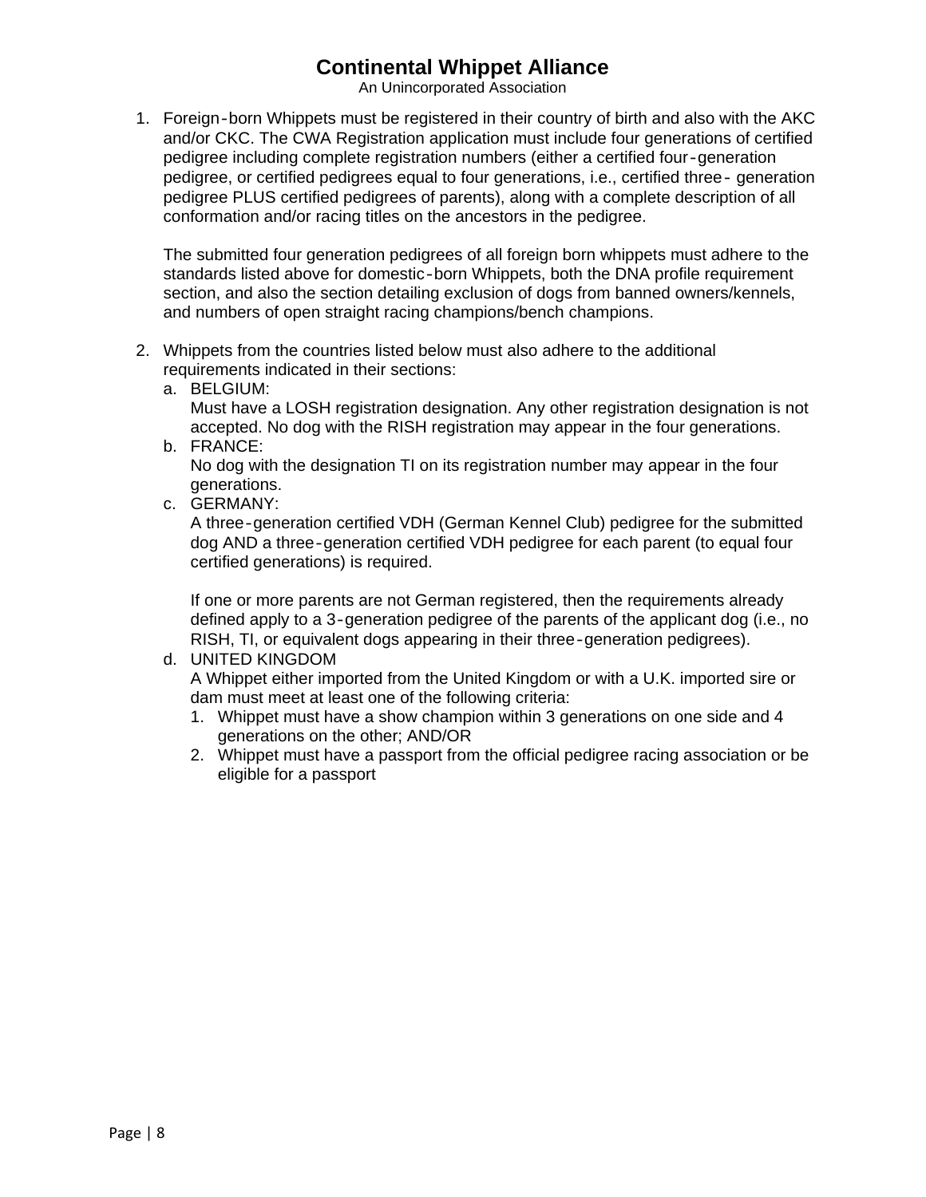1. Foreign-born Whippets must be registered in their country of birth and also with the AKC and/or CKC. The CWA Registration application must include four generations of certified pedigree including complete registration numbers (either a certified four-generation pedigree, or certified pedigrees equal to four generations, i.e., certified three- generation pedigree PLUS certified pedigrees of parents), along with a complete description of all conformation and/or racing titles on the ancestors in the pedigree.

   The submitted four generation pedigrees of all foreign born whippets must adhere to the standards listed above for domestic-born Whippets, both the DNA profile requirement section, and also the section detailing exclusion of dogs from banned owners/kennels, and numbers of open straight racing champions/bench champions.

2. Whippets from the countries listed below must also adhere to the additional requirements indicated in their sections:
   a. BELGIUM:
      Must have a LOSH registration designation. Any other registration designation is not accepted. No dog with the RISH registration may appear in the four generations.
   b. FRANCE:
      No dog with the designation TI on its registration number may appear in the four generations.
   c. GERMANY:
      A three-generation certified VDH (German Kennel Club) pedigree for the submitted dog AND a three-generation certified VDH pedigree for each parent (to equal four certified generations) is required.

      If one or more parents are not German registered, then the requirements already defined apply to a 3-generation pedigree of the parents of the applicant dog (i.e., no RISH, TI, or equivalent dogs appearing in their three-generation pedigrees).
   d. UNITED KINGDOM
      A Whippet either imported from the United Kingdom or with a U.K. imported sire or dam must meet at least one of the following criteria:
      1. Whippet must have a show champion within 3 generations on one side and 4 generations on the other; AND/OR
      2. Whippet must have a passport from the official pedigree racing association or be eligible for a passport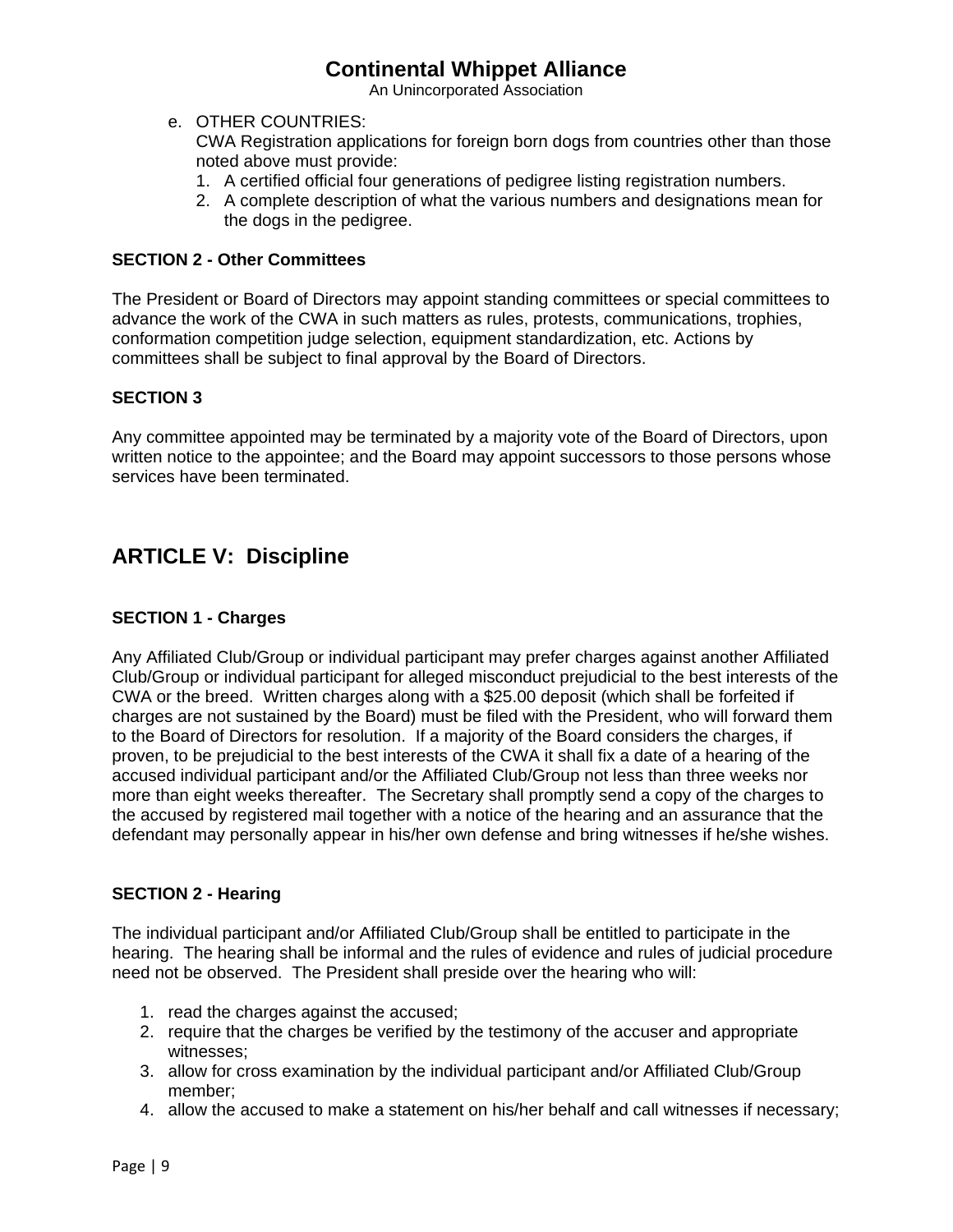e. OTHER COUNTRIES:
   CWA Registration applications for foreign born dogs from countries other than those noted above must provide:
   1. A certified official four generations of pedigree listing registration numbers.
   2. A complete description of what the various numbers and designations mean for the dogs in the pedigree.

**SECTION 2 - Other Committees**

The President or Board of Directors may appoint standing committees or special committees to advance the work of the CWA in such matters as rules, protests, communications, trophies, conformation competition judge selection, equipment standardization, etc. Actions by committees shall be subject to final approval by the Board of Directors.

**SECTION 3**

Any committee appointed may be terminated by a majority vote of the Board of Directors, upon written notice to the appointee; and the Board may appoint successors to those persons whose services have been terminated.

## ARTICLE V: Discipline

**SECTION 1 - Charges**

Any Affiliated Club/Group or individual participant may prefer charges against another Affiliated Club/Group or individual participant for alleged misconduct prejudicial to the best interests of the CWA or the breed. Written charges along with a $25.00 deposit (which shall be forfeited if charges are not sustained by the Board) must be filed with the President, who will forward them to the Board of Directors for resolution. If a majority of the Board considers the charges, if proven, to be prejudicial to the best interests of the CWA it shall fix a date of a hearing of the accused individual participant and/or the Affiliated Club/Group not less than three weeks nor more than eight weeks thereafter. The Secretary shall promptly send a copy of the charges to the accused by registered mail together with a notice of the hearing and an assurance that the defendant may personally appear in his/her own defense and bring witnesses if he/she wishes.

**SECTION 2 - Hearing**

The individual participant and/or Affiliated Club/Group shall be entitled to participate in the hearing. The hearing shall be informal and the rules of evidence and rules of judicial procedure need not be observed. The President shall preside over the hearing who will:

1. read the charges against the accused;
2. require that the charges be verified by the testimony of the accuser and appropriate witnesses;
3. allow for cross examination by the individual participant and/or Affiliated Club/Group member;
4. allow the accused to make a statement on his/her behalf and call witnesses if necessary;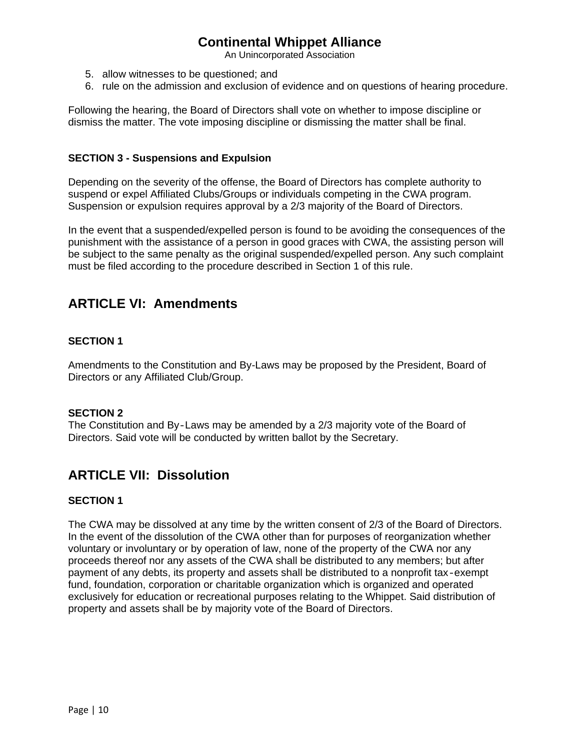5. allow witnesses to be questioned; and
6. rule on the admission and exclusion of evidence and on questions of hearing procedure.

Following the hearing, the Board of Directors shall vote on whether to impose discipline or dismiss the matter. The vote imposing discipline or dismissing the matter shall be final.

### SECTION 3 - Suspensions and Expulsion

Depending on the severity of the offense, the Board of Directors has complete authority to suspend or expel Affiliated Clubs/Groups or individuals competing in the CWA program. Suspension or expulsion requires approval by a 2/3 majority of the Board of Directors.

In the event that a suspended/expelled person is found to be avoiding the consequences of the punishment with the assistance of a person in good graces with CWA, the assisting person will be subject to the same penalty as the original suspended/expelled person. Any such complaint must be filed according to the procedure described in Section 1 of this rule.

## ARTICLE VI: Amendments

### SECTION 1

Amendments to the Constitution and By-Laws may be proposed by the President, Board of Directors or any Affiliated Club/Group.

### SECTION 2

The Constitution and By-Laws may be amended by a 2/3 majority vote of the Board of Directors. Said vote will be conducted by written ballot by the Secretary.

## ARTICLE VII: Dissolution

### SECTION 1

The CWA may be dissolved at any time by the written consent of 2/3 of the Board of Directors. In the event of the dissolution of the CWA other than for purposes of reorganization whether voluntary or involuntary or by operation of law, none of the property of the CWA nor any proceeds thereof nor any assets of the CWA shall be distributed to any members; but after payment of any debts, its property and assets shall be distributed to a nonprofit tax-exempt fund, foundation, corporation or charitable organization which is organized and operated exclusively for education or recreational purposes relating to the Whippet. Said distribution of property and assets shall be by majority vote of the Board of Directors.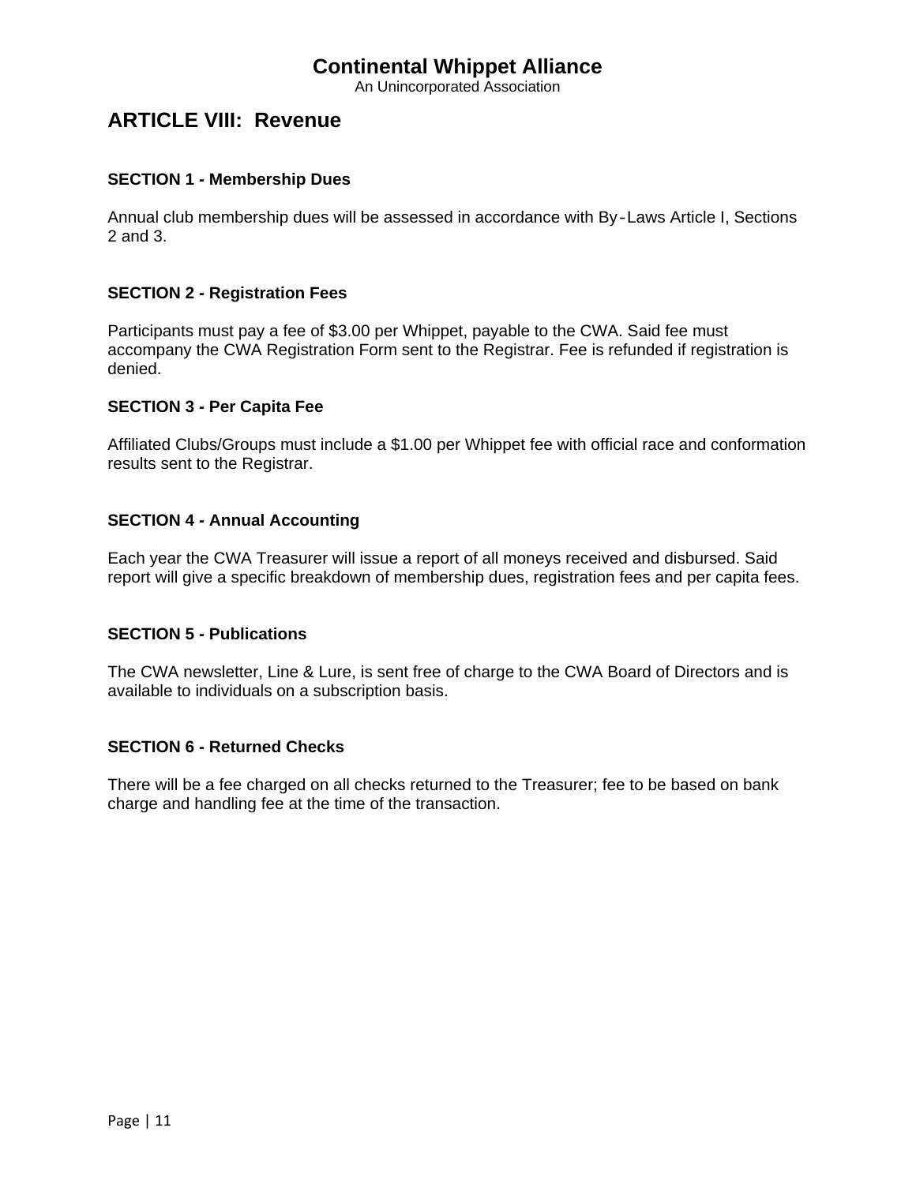# Continental Whippet Alliance

An Unincorporated Association

## ARTICLE VIII: Revenue

### SECTION 1 - Membership Dues

Annual club membership dues will be assessed in accordance with By-Laws Article I, Sections 2 and 3.

### SECTION 2 - Registration Fees

Participants must pay a fee of $3.00 per Whippet, payable to the CWA. Said fee must accompany the CWA Registration Form sent to the Registrar. Fee is refunded if registration is denied.

### SECTION 3 - Per Capita Fee

Affiliated Clubs/Groups must include a $1.00 per Whippet fee with official race and conformation results sent to the Registrar.

### SECTION 4 - Annual Accounting

Each year the CWA Treasurer will issue a report of all moneys received and disbursed. Said report will give a specific breakdown of membership dues, registration fees and per capita fees.

### SECTION 5 - Publications

The CWA newsletter, Line & Lure, is sent free of charge to the CWA Board of Directors and is available to individuals on a subscription basis.

### SECTION 6 - Returned Checks

There will be a fee charged on all checks returned to the Treasurer; fee to be based on bank charge and handling fee at the time of the transaction.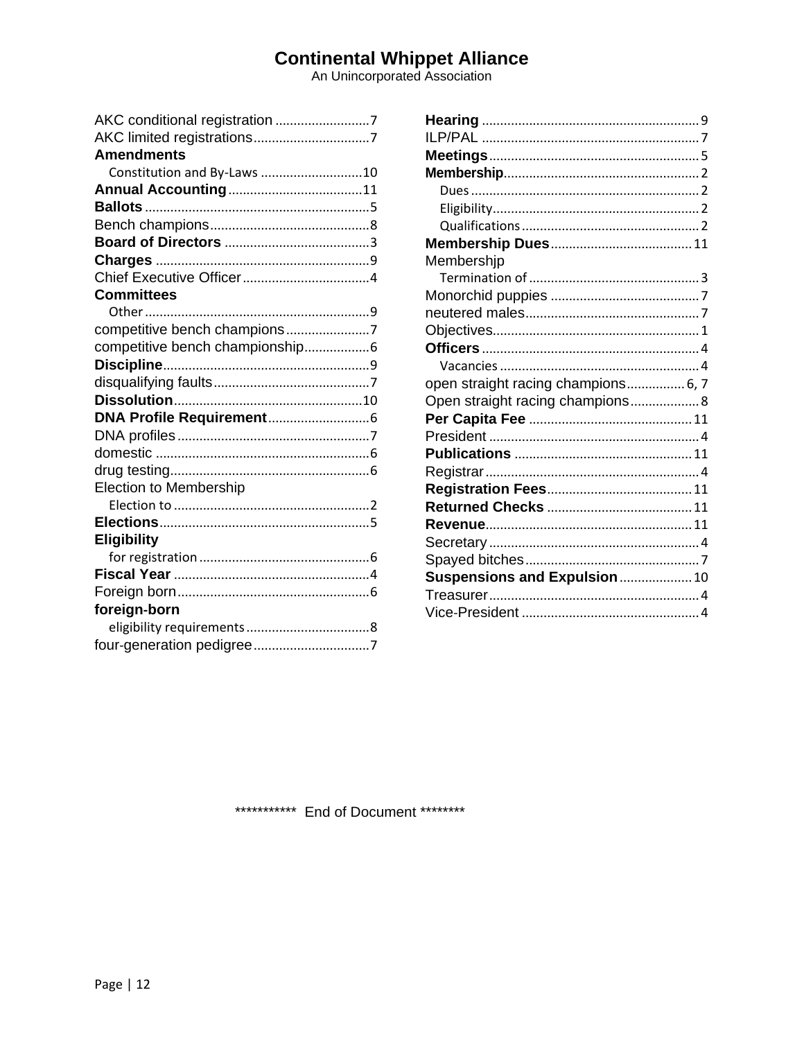# Continental Whippet Alliance

An Unincorporated Association

AKC conditional registration .......................... 7
AKC limited registrations ................................ 7
**Amendments**
- Constitution and By-Laws ............................ 10

**Annual Accounting** ..................................... 11
**Ballots** ............................................................. 5
Bench champions ............................................ 8
**Board of Directors** ........................................ 3
**Charges** .......................................................... 9
Chief Executive Officer .................................. 4
**Committees**
- Other .............................................................. 9

competitive bench champions ....................... 7
competitive bench championship .................. 6
**Discipline** ........................................................ 9
disqualifying faults ........................................... 7
**Dissolution** .................................................... 10
**DNA Profile Requirement** ............................ 6
DNA profiles ..................................................... 7
domestic ........................................................... 6
drug testing ....................................................... 6
Election to Membership
- Election to ....................................................... 2

**Elections** ......................................................... 5
**Eligibility**
- for registration ............................................... 6

**Fiscal Year** ..................................................... 4
Foreign born ..................................................... 6
**foreign-born**
- eligibility requirements .................................. 8

four-generation pedigree ................................ 7
**Hearing** ........................................................... 9
ILP/PAL ............................................................ 7
**Meetings** ......................................................... 5
**Membership** .................................................... 2
- Dues ................................................................ 2
- Eligibility ......................................................... 2
- Qualifications .................................................. 2

**Membership Dues** ....................................... 11
Membershjp
- Termination of ............................................... 3

Monorchid puppies .......................................... 7
neutered males ................................................ 7
Objectives ......................................................... 1
**Officers** ............................................................ 4
- Vacancies ....................................................... 4

open straight racing champions ................ 6, 7
Open straight racing champions .................... 8
**Per Capita Fee** ............................................. 11
President .......................................................... 4
**Publications** ................................................. 11
Registrar ........................................................... 4
**Registration Fees** ........................................ 11
**Returned Checks** ........................................ 11
**Revenue** ........................................................ 11
Secretary .......................................................... 4
Spayed bitches ................................................ 7
**Suspensions and Expulsion** ....................... 10
Treasurer .......................................................... 4
Vice-President ................................................. 4

*********** End of Document ********